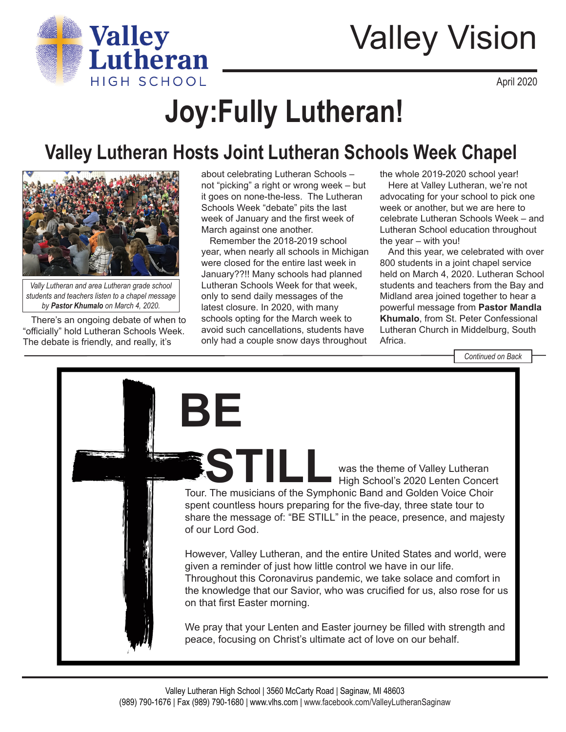Valley Lutheran HIGH SCHOOL

# Valley Vision

April 2020

# Joy:Fully Lutheran!

## Valley Lutheran Hosts Joint Lutheran Schools Week Chapel

*Vally Lutheran and area Lutheran grade school students and teachers listen to a chapel message by **Pastor Khumalo** on March 4, 2020.*

There's an ongoing debate of when to "officially" hold Lutheran Schools Week. The debate is friendly, and really, it's about celebrating Lutheran Schools – not "picking" a right or wrong week – but it goes on none-the-less. The Lutheran Schools Week "debate" pits the last week of January and the first week of March against one another.

Remember the 2018-2019 school year, when nearly all schools in Michigan were closed for the entire last week in January??!! Many schools had planned Lutheran Schools Week for that week, only to send daily messages of the latest closure. In 2020, with many schools opting for the March week to avoid such cancellations, students have only had a couple snow days throughout the whole 2019-2020 school year!

Here at Valley Lutheran, we're not advocating for your school to pick one week or another, but we are here to celebrate Lutheran Schools Week – and Lutheran School education throughout the year – with you!

And this year, we celebrated with over 800 students in a joint chapel service held on March 4, 2020. Lutheran School students and teachers from the Bay and Midland area joined together to hear a powerful message from **Pastor Mandla Khumalo**, from St. Peter Confessional Lutheran Church in Middelburg, South Africa.

*Continued on Back*

---

**BE STILL** was the theme of Valley Lutheran High School's 2020 Lenten Concert Tour. The musicians of the Symphonic Band and Golden Voice Choir spent countless hours preparing for the five-day, three state tour to share the message of: "BE STILL" in the peace, presence, and majesty of our Lord God.

However, Valley Lutheran, and the entire United States and world, were given a reminder of just how little control we have in our life. Throughout this Coronavirus pandemic, we take solace and comfort in the knowledge that our Savior, who was crucified for us, also rose for us on that first Easter morning.

We pray that your Lenten and Easter journey be filled with strength and peace, focusing on Christ's ultimate act of love on our behalf.

---

Valley Lutheran High School | 3560 McCarty Road | Saginaw, MI 48603
(989) 790-1676 | Fax (989) 790-1680 | www.vlhs.com | www.facebook.com/ValleyLutheranSaginaw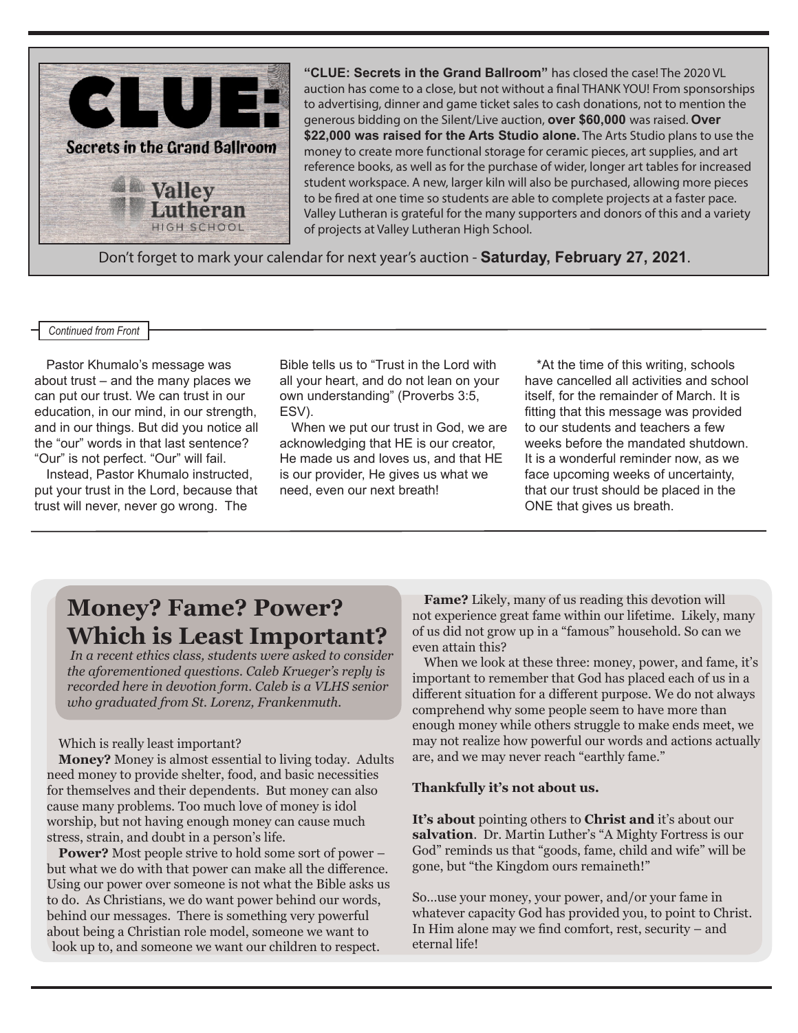**CLUE:**

**Secrets in the Grand Ballroom**

**Valley Lutheran**
HIGH SCHOOL

**"CLUE: Secrets in the Grand Ballroom"** has closed the case! The 2020 VL auction has come to a close, but not without a final THANK YOU! From sponsorships to advertising, dinner and game ticket sales to cash donations, not to mention the generous bidding on the Silent/Live auction, **over $60,000** was raised. **Over $22,000 was raised for the Arts Studio alone.** The Arts Studio plans to use the money to create more functional storage for ceramic pieces, art supplies, and art reference books, as well as for the purchase of wider, longer art tables for increased student workspace. A new, larger kiln will also be purchased, allowing more pieces to be fired at one time so students are able to complete projects at a faster pace. Valley Lutheran is grateful for the many supporters and donors of this and a variety of projects at Valley Lutheran High School.

Don't forget to mark your calendar for next year's auction - **Saturday, February 27, 2021**.

*Continued from Front*

Pastor Khumalo's message was about trust – and the many places we can put our trust. We can trust in our education, in our mind, in our strength, and in our things. But did you notice all the "our" words in that last sentence? "Our" is not perfect. "Our" will fail.

Instead, Pastor Khumalo instructed, put your trust in the Lord, because that trust will never, never go wrong. The Bible tells us to "Trust in the Lord with all your heart, and do not lean on your own understanding" (Proverbs 3:5, ESV).

When we put our trust in God, we are acknowledging that HE is our creator, He made us and loves us, and that HE is our provider, He gives us what we need, even our next breath!

*At the time of this writing, schools have cancelled all activities and school itself, for the remainder of March. It is fitting that this message was provided to our students and teachers a few weeks before the mandated shutdown. It is a wonderful reminder now, as we face upcoming weeks of uncertainty, that our trust should be placed in the ONE that gives us breath.

## Money? Fame? Power? Which is Least Important?

*In a recent ethics class, students were asked to consider the aforementioned questions. Caleb Krueger's reply is recorded here in devotion form. Caleb is a VLHS senior who graduated from St. Lorenz, Frankenmuth.*

Which is really least important?

**Money?** Money is almost essential to living today. Adults need money to provide shelter, food, and basic necessities for themselves and their dependents. But money can also cause many problems. Too much love of money is idol worship, but not having enough money can cause much stress, strain, and doubt in a person's life.

**Power?** Most people strive to hold some sort of power – but what we do with that power can make all the difference. Using our power over someone is not what the Bible asks us to do. As Christians, we do want power behind our words, behind our messages. There is something very powerful about being a Christian role model, someone we want to look up to, and someone we want our children to respect.

**Fame?** Likely, many of us reading this devotion will not experience great fame within our lifetime. Likely, many of us did not grow up in a "famous" household. So can we even attain this?

When we look at these three: money, power, and fame, it's important to remember that God has placed each of us in a different situation for a different purpose. We do not always comprehend why some people seem to have more than enough money while others struggle to make ends meet, we may not realize how powerful our words and actions actually are, and we may never reach "earthly fame."

**Thankfully it's not about us.**

**It's about** pointing others to **Christ and** it's about our **salvation**. Dr. Martin Luther's "A Mighty Fortress is our God" reminds us that "goods, fame, child and wife" will be gone, but "the Kingdom ours remaineth!"

So...use your money, your power, and/or your fame in whatever capacity God has provided you, to point to Christ. In Him alone may we find comfort, rest, security – and eternal life!